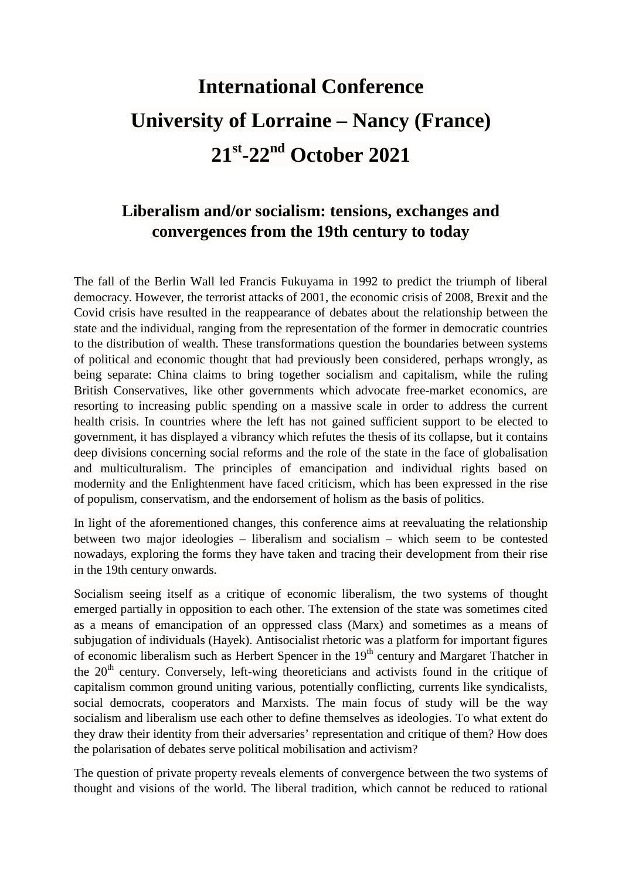# International Conference

# University of Lorraine – Nancy (France)

# 21st-22nd October 2021

## Liberalism and/or socialism: tensions, exchanges and convergences from the 19th century to today

The fall of the Berlin Wall led Francis Fukuyama in 1992 to predict the triumph of liberal democracy. However, the terrorist attacks of 2001, the economic crisis of 2008, Brexit and the Covid crisis have resulted in the reappearance of debates about the relationship between the state and the individual, ranging from the representation of the former in democratic countries to the distribution of wealth. These transformations question the boundaries between systems of political and economic thought that had previously been considered, perhaps wrongly, as being separate: China claims to bring together socialism and capitalism, while the ruling British Conservatives, like other governments which advocate free-market economics, are resorting to increasing public spending on a massive scale in order to address the current health crisis. In countries where the left has not gained sufficient support to be elected to government, it has displayed a vibrancy which refutes the thesis of its collapse, but it contains deep divisions concerning social reforms and the role of the state in the face of globalisation and multiculturalism. The principles of emancipation and individual rights based on modernity and the Enlightenment have faced criticism, which has been expressed in the rise of populism, conservatism, and the endorsement of holism as the basis of politics.

In light of the aforementioned changes, this conference aims at reevaluating the relationship between two major ideologies – liberalism and socialism – which seem to be contested nowadays, exploring the forms they have taken and tracing their development from their rise in the 19th century onwards.

Socialism seeing itself as a critique of economic liberalism, the two systems of thought emerged partially in opposition to each other. The extension of the state was sometimes cited as a means of emancipation of an oppressed class (Marx) and sometimes as a means of subjugation of individuals (Hayek). Antisocialist rhetoric was a platform for important figures of economic liberalism such as Herbert Spencer in the 19th century and Margaret Thatcher in the 20th century. Conversely, left-wing theoreticians and activists found in the critique of capitalism common ground uniting various, potentially conflicting, currents like syndicalists, social democrats, cooperators and Marxists. The main focus of study will be the way socialism and liberalism use each other to define themselves as ideologies. To what extent do they draw their identity from their adversaries' representation and critique of them? How does the polarisation of debates serve political mobilisation and activism?

The question of private property reveals elements of convergence between the two systems of thought and visions of the world. The liberal tradition, which cannot be reduced to rational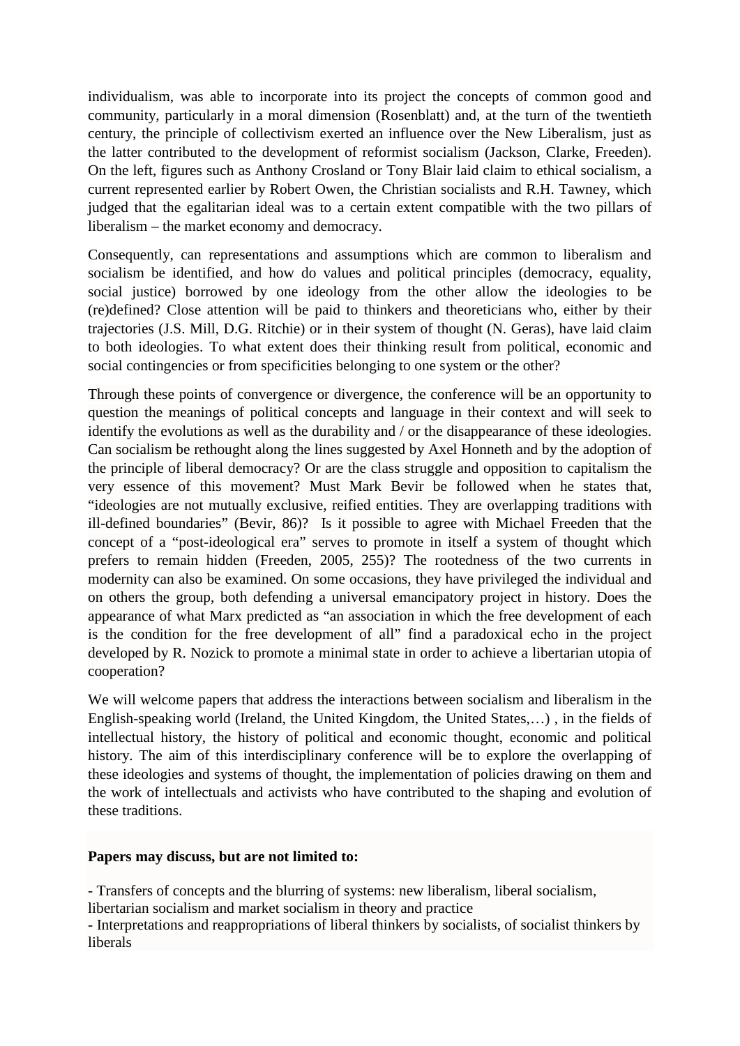individualism, was able to incorporate into its project the concepts of common good and community, particularly in a moral dimension (Rosenblatt) and, at the turn of the twentieth century, the principle of collectivism exerted an influence over the New Liberalism, just as the latter contributed to the development of reformist socialism (Jackson, Clarke, Freeden). On the left, figures such as Anthony Crosland or Tony Blair laid claim to ethical socialism, a current represented earlier by Robert Owen, the Christian socialists and R.H. Tawney, which judged that the egalitarian ideal was to a certain extent compatible with the two pillars of liberalism – the market economy and democracy.

Consequently, can representations and assumptions which are common to liberalism and socialism be identified, and how do values and political principles (democracy, equality, social justice) borrowed by one ideology from the other allow the ideologies to be (re)defined? Close attention will be paid to thinkers and theoreticians who, either by their trajectories (J.S. Mill, D.G. Ritchie) or in their system of thought (N. Geras), have laid claim to both ideologies. To what extent does their thinking result from political, economic and social contingencies or from specificities belonging to one system or the other?

Through these points of convergence or divergence, the conference will be an opportunity to question the meanings of political concepts and language in their context and will seek to identify the evolutions as well as the durability and / or the disappearance of these ideologies. Can socialism be rethought along the lines suggested by Axel Honneth and by the adoption of the principle of liberal democracy? Or are the class struggle and opposition to capitalism the very essence of this movement? Must Mark Bevir be followed when he states that, "ideologies are not mutually exclusive, reified entities. They are overlapping traditions with ill-defined boundaries" (Bevir, 86)? Is it possible to agree with Michael Freeden that the concept of a "post-ideological era" serves to promote in itself a system of thought which prefers to remain hidden (Freeden, 2005, 255)? The rootedness of the two currents in modernity can also be examined. On some occasions, they have privileged the individual and on others the group, both defending a universal emancipatory project in history. Does the appearance of what Marx predicted as "an association in which the free development of each is the condition for the free development of all" find a paradoxical echo in the project developed by R. Nozick to promote a minimal state in order to achieve a libertarian utopia of cooperation?

We will welcome papers that address the interactions between socialism and liberalism in the English-speaking world (Ireland, the United Kingdom, the United States,…) , in the fields of intellectual history, the history of political and economic thought, economic and political history. The aim of this interdisciplinary conference will be to explore the overlapping of these ideologies and systems of thought, the implementation of policies drawing on them and the work of intellectuals and activists who have contributed to the shaping and evolution of these traditions.

**Papers may discuss, but are not limited to:**

- Transfers of concepts and the blurring of systems: new liberalism, liberal socialism, libertarian socialism and market socialism in theory and practice
- Interpretations and reappropriations of liberal thinkers by socialists, of socialist thinkers by liberals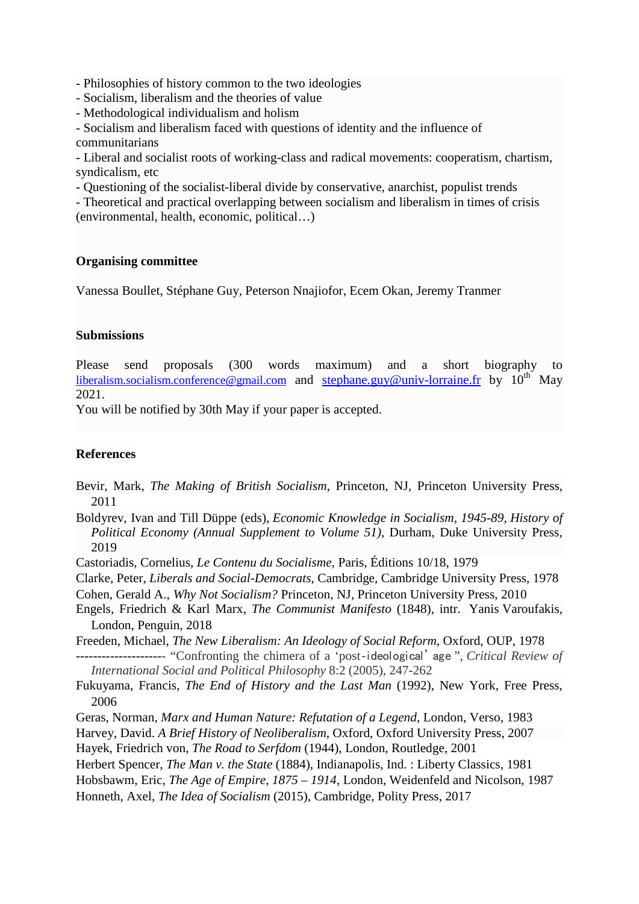- Philosophies of history common to the two ideologies
- Socialism, liberalism and the theories of value
- Methodological individualism and holism
- Socialism and liberalism faced with questions of identity and the influence of communitarians
- Liberal and socialist roots of working-class and radical movements: cooperatism, chartism, syndicalism, etc
- Questioning of the socialist-liberal divide by conservative, anarchist, populist trends
- Theoretical and practical overlapping between socialism and liberalism in times of crisis (environmental, health, economic, political…)

**Organising committee**

Vanessa Boullet, Stéphane Guy, Peterson Nnajiofor, Ecem Okan, Jeremy Tranmer

**Submissions**

Please send proposals (300 words maximum) and a short biography to liberalism.socialism.conference@gmail.com and stephane.guy@univ-lorraine.fr by 10th May 2021.
You will be notified by 30th May if your paper is accepted.

**References**

Bevir, Mark, *The Making of British Socialism*, Princeton, NJ, Princeton University Press, 2011

Boldyrev, Ivan and Till Düppe (eds), *Economic Knowledge in Socialism, 1945-89*, *History of Political Economy (Annual Supplement to Volume 51)*, Durham, Duke University Press, 2019

Castoriadis, Cornelius, *Le Contenu du Socialisme*, Paris, Éditions 10/18, 1979

Clarke, Peter, *Liberals and Social-Democrats*, Cambridge, Cambridge University Press, 1978

Cohen, Gerald A., *Why Not Socialism?* Princeton, NJ, Princeton University Press, 2010

Engels, Friedrich & Karl Marx, *The Communist Manifesto* (1848), intr. Yanis Varoufakis, London, Penguin, 2018

Freeden, Michael, *The New Liberalism: An Ideology of Social Reform*, Oxford, OUP, 1978

-------------------- "Confronting the chimera of a 'post-ideological' age ", *Critical Review of International Social and Political Philosophy* 8:2 (2005), 247-262

Fukuyama, Francis, *The End of History and the Last Man* (1992), New York, Free Press, 2006

Geras, Norman, *Marx and Human Nature: Refutation of a Legend*, London, Verso, 1983

Harvey, David. *A Brief History of Neoliberalism*, Oxford, Oxford University Press, 2007

Hayek, Friedrich von, *The Road to Serfdom* (1944), London, Routledge, 2001

Herbert Spencer, *The Man v. the State* (1884), Indianapolis, Ind. : Liberty Classics, 1981

Hobsbawm, Eric, *The Age of Empire, 1875 – 1914*, London, Weidenfeld and Nicolson, 1987

Honneth, Axel, *The Idea of Socialism* (2015), Cambridge, Polity Press, 2017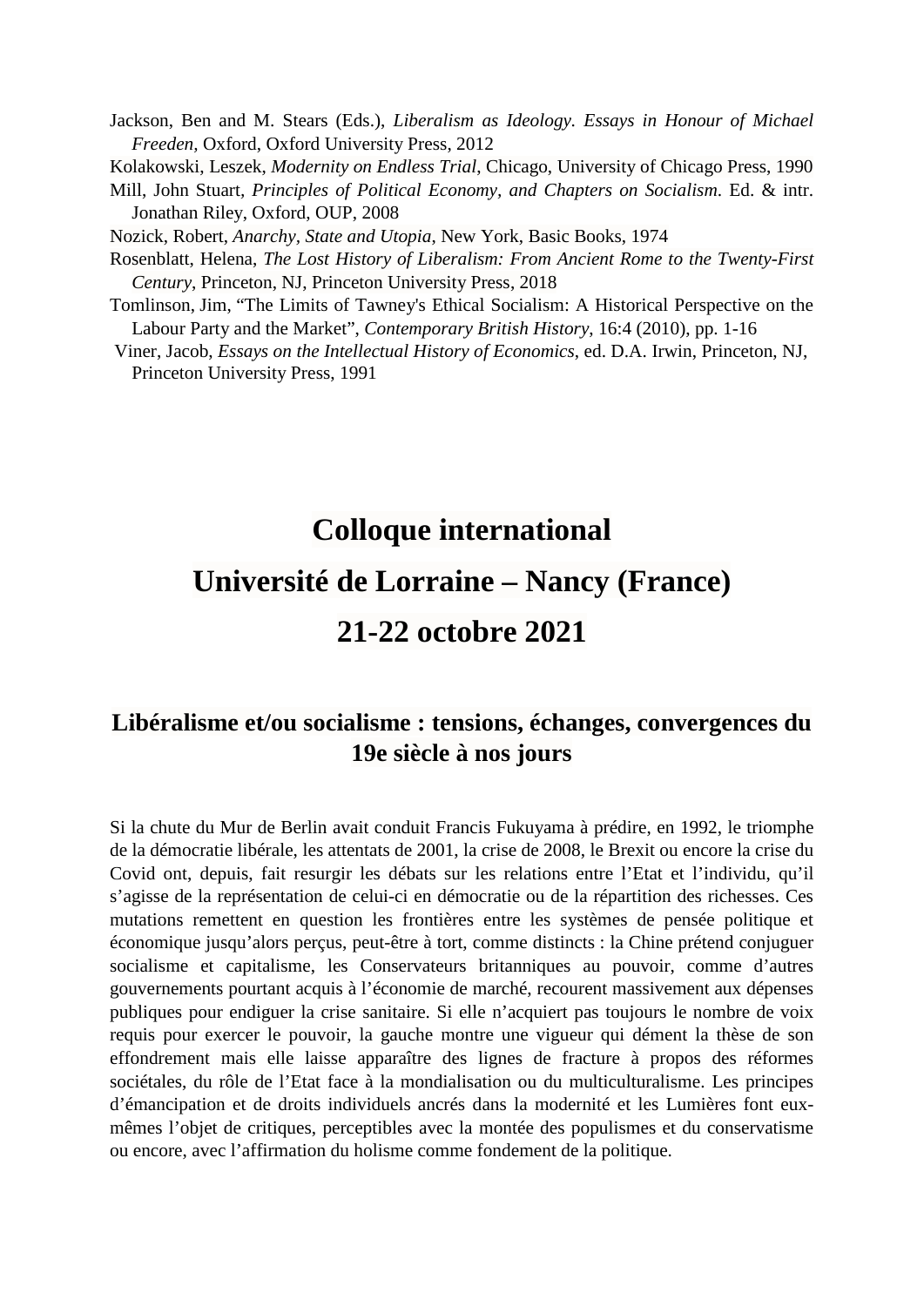Jackson, Ben and M. Stears (Eds.), *Liberalism as Ideology. Essays in Honour of Michael Freeden*, Oxford, Oxford University Press, 2012

Kolakowski, Leszek, *Modernity on Endless Trial*, Chicago, University of Chicago Press, 1990

Mill, John Stuart, *Principles of Political Economy, and Chapters on Socialism*. Ed. & intr. Jonathan Riley, Oxford, OUP, 2008

Nozick, Robert, *Anarchy, State and Utopia*, New York, Basic Books, 1974

Rosenblatt, Helena, *The Lost History of Liberalism: From Ancient Rome to the Twenty-First Century*, Princeton, NJ, Princeton University Press, 2018

Tomlinson, Jim, "The Limits of Tawney's Ethical Socialism: A Historical Perspective on the Labour Party and the Market", *Contemporary British History*, 16:4 (2010), pp. 1-16

Viner, Jacob, *Essays on the Intellectual History of Economics*, ed. D.A. Irwin, Princeton, NJ, Princeton University Press, 1991

# Colloque international

# Université de Lorraine – Nancy (France)

# 21-22 octobre 2021

## Libéralisme et/ou socialisme : tensions, échanges, convergences du 19e siècle à nos jours

Si la chute du Mur de Berlin avait conduit Francis Fukuyama à prédire, en 1992, le triomphe de la démocratie libérale, les attentats de 2001, la crise de 2008, le Brexit ou encore la crise du Covid ont, depuis, fait resurgir les débats sur les relations entre l'Etat et l'individu, qu'il s'agisse de la représentation de celui-ci en démocratie ou de la répartition des richesses. Ces mutations remettent en question les frontières entre les systèmes de pensée politique et économique jusqu'alors perçus, peut-être à tort, comme distincts : la Chine prétend conjuguer socialisme et capitalisme, les Conservateurs britanniques au pouvoir, comme d'autres gouvernements pourtant acquis à l'économie de marché, recourent massivement aux dépenses publiques pour endiguer la crise sanitaire. Si elle n'acquiert pas toujours le nombre de voix requis pour exercer le pouvoir, la gauche montre une vigueur qui dément la thèse de son effondrement mais elle laisse apparaître des lignes de fracture à propos des réformes sociétales, du rôle de l'Etat face à la mondialisation ou du multiculturalisme. Les principes d'émancipation et de droits individuels ancrés dans la modernité et les Lumières font eux-mêmes l'objet de critiques, perceptibles avec la montée des populismes et du conservatisme ou encore, avec l'affirmation du holisme comme fondement de la politique.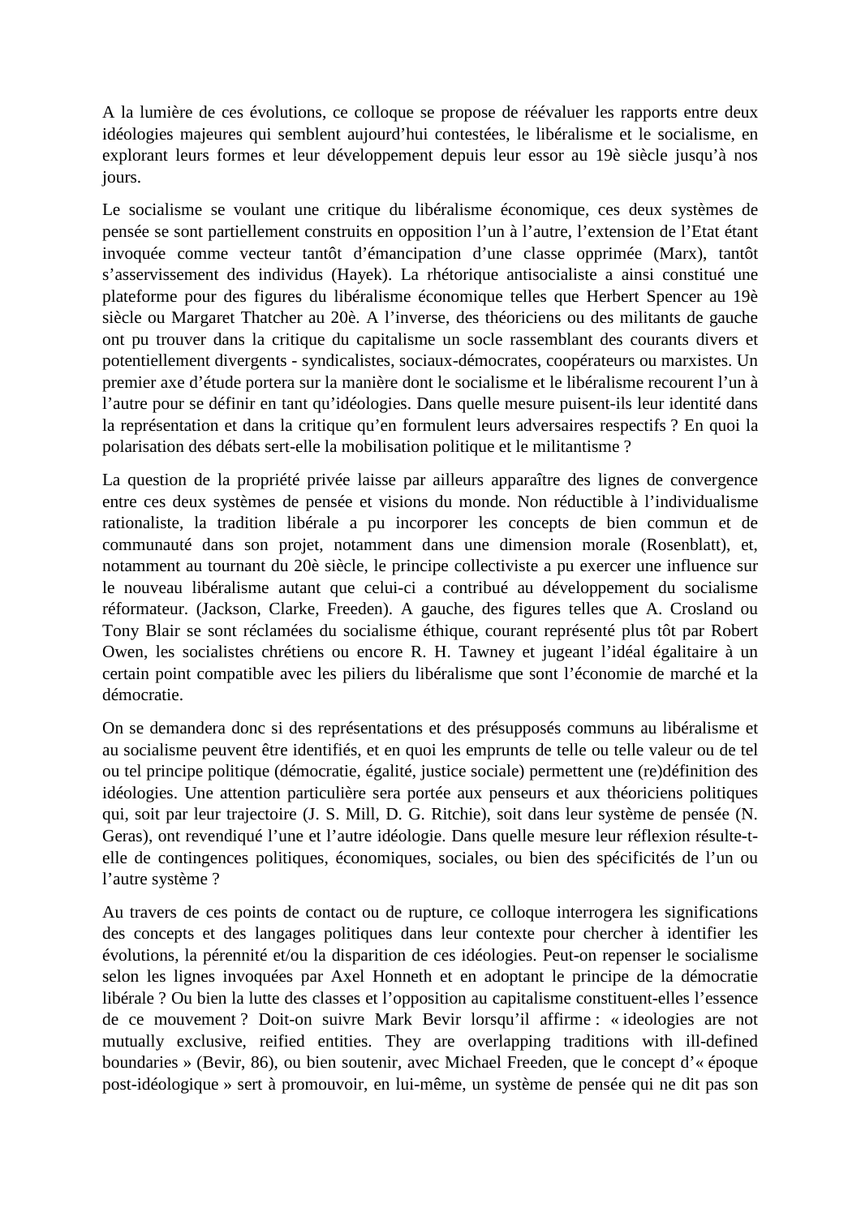A la lumière de ces évolutions, ce colloque se propose de réévaluer les rapports entre deux idéologies majeures qui semblent aujourd'hui contestées, le libéralisme et le socialisme, en explorant leurs formes et leur développement depuis leur essor au 19è siècle jusqu'à nos jours.

Le socialisme se voulant une critique du libéralisme économique, ces deux systèmes de pensée se sont partiellement construits en opposition l'un à l'autre, l'extension de l'Etat étant invoquée comme vecteur tantôt d'émancipation d'une classe opprimée (Marx), tantôt s'asservissement des individus (Hayek). La rhétorique antisocialiste a ainsi constitué une plateforme pour des figures du libéralisme économique telles que Herbert Spencer au 19è siècle ou Margaret Thatcher au 20è. A l'inverse, des théoriciens ou des militants de gauche ont pu trouver dans la critique du capitalisme un socle rassemblant des courants divers et potentiellement divergents - syndicalistes, sociaux-démocrates, coopérateurs ou marxistes. Un premier axe d'étude portera sur la manière dont le socialisme et le libéralisme recourent l'un à l'autre pour se définir en tant qu'idéologies. Dans quelle mesure puisent-ils leur identité dans la représentation et dans la critique qu'en formulent leurs adversaires respectifs ? En quoi la polarisation des débats sert-elle la mobilisation politique et le militantisme ?

La question de la propriété privée laisse par ailleurs apparaître des lignes de convergence entre ces deux systèmes de pensée et visions du monde. Non réductible à l'individualisme rationaliste, la tradition libérale a pu incorporer les concepts de bien commun et de communauté dans son projet, notamment dans une dimension morale (Rosenblatt), et, notamment au tournant du 20è siècle, le principe collectiviste a pu exercer une influence sur le nouveau libéralisme autant que celui-ci a contribué au développement du socialisme réformateur. (Jackson, Clarke, Freeden). A gauche, des figures telles que A. Crosland ou Tony Blair se sont réclamées du socialisme éthique, courant représenté plus tôt par Robert Owen, les socialistes chrétiens ou encore R. H. Tawney et jugeant l'idéal égalitaire à un certain point compatible avec les piliers du libéralisme que sont l'économie de marché et la démocratie.

On se demandera donc si des représentations et des présupposés communs au libéralisme et au socialisme peuvent être identifiés, et en quoi les emprunts de telle ou telle valeur ou de tel ou tel principe politique (démocratie, égalité, justice sociale) permettent une (re)définition des idéologies. Une attention particulière sera portée aux penseurs et aux théoriciens politiques qui, soit par leur trajectoire (J. S. Mill, D. G. Ritchie), soit dans leur système de pensée (N. Geras), ont revendiqué l'une et l'autre idéologie. Dans quelle mesure leur réflexion résulte-t-elle de contingences politiques, économiques, sociales, ou bien des spécificités de l'un ou l'autre système ?

Au travers de ces points de contact ou de rupture, ce colloque interrogera les significations des concepts et des langages politiques dans leur contexte pour chercher à identifier les évolutions, la pérennité et/ou la disparition de ces idéologies. Peut-on repenser le socialisme selon les lignes invoquées par Axel Honneth et en adoptant le principe de la démocratie libérale ? Ou bien la lutte des classes et l'opposition au capitalisme constituent-elles l'essence de ce mouvement ? Doit-on suivre Mark Bevir lorsqu'il affirme : « ideologies are not mutually exclusive, reified entities. They are overlapping traditions with ill-defined boundaries » (Bevir, 86), ou bien soutenir, avec Michael Freeden, que le concept d'« époque post-idéologique » sert à promouvoir, en lui-même, un système de pensée qui ne dit pas son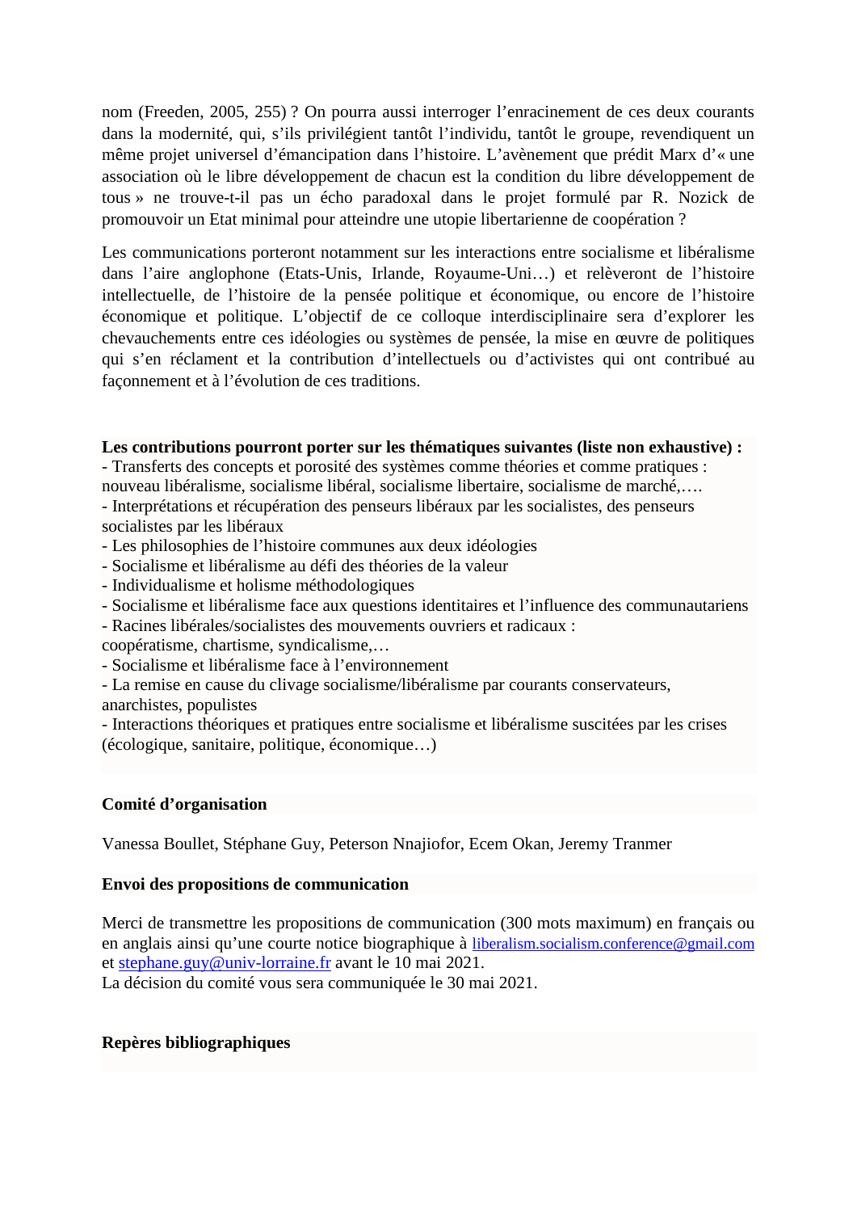nom (Freeden, 2005, 255) ? On pourra aussi interroger l'enracinement de ces deux courants dans la modernité, qui, s'ils privilégient tantôt l'individu, tantôt le groupe, revendiquent un même projet universel d'émancipation dans l'histoire. L'avènement que prédit Marx d'« une association où le libre développement de chacun est la condition du libre développement de tous » ne trouve-t-il pas un écho paradoxal dans le projet formulé par R. Nozick de promouvoir un Etat minimal pour atteindre une utopie libertarienne de coopération ?

Les communications porteront notamment sur les interactions entre socialisme et libéralisme dans l'aire anglophone (Etats-Unis, Irlande, Royaume-Uni…) et relèveront de l'histoire intellectuelle, de l'histoire de la pensée politique et économique, ou encore de l'histoire économique et politique. L'objectif de ce colloque interdisciplinaire sera d'explorer les chevauchements entre ces idéologies ou systèmes de pensée, la mise en œuvre de politiques qui s'en réclament et la contribution d'intellectuels ou d'activistes qui ont contribué au façonnement et à l'évolution de ces traditions.

**Les contributions pourront porter sur les thématiques suivantes (liste non exhaustive) :**

- Transferts des concepts et porosité des systèmes comme théories et comme pratiques : nouveau libéralisme, socialisme libéral, socialisme libertaire, socialisme de marché,….
- Interprétations et récupération des penseurs libéraux par les socialistes, des penseurs socialistes par les libéraux
- Les philosophies de l'histoire communes aux deux idéologies
- Socialisme et libéralisme au défi des théories de la valeur
- Individualisme et holisme méthodologiques
- Socialisme et libéralisme face aux questions identitaires et l'influence des communautariens
- Racines libérales/socialistes des mouvements ouvriers et radicaux : coopératisme, chartisme, syndicalisme,…
- Socialisme et libéralisme face à l'environnement
- La remise en cause du clivage socialisme/libéralisme par courants conservateurs, anarchistes, populistes
- Interactions théoriques et pratiques entre socialisme et libéralisme suscitées par les crises (écologique, sanitaire, politique, économique…)

**Comité d'organisation**

Vanessa Boullet, Stéphane Guy, Peterson Nnajiofor, Ecem Okan, Jeremy Tranmer

**Envoi des propositions de communication**

Merci de transmettre les propositions de communication (300 mots maximum) en français ou en anglais ainsi qu'une courte notice biographique à liberalism.socialism.conference@gmail.com et stephane.guy@univ-lorraine.fr avant le 10 mai 2021.
La décision du comité vous sera communiquée le 30 mai 2021.

**Repères bibliographiques**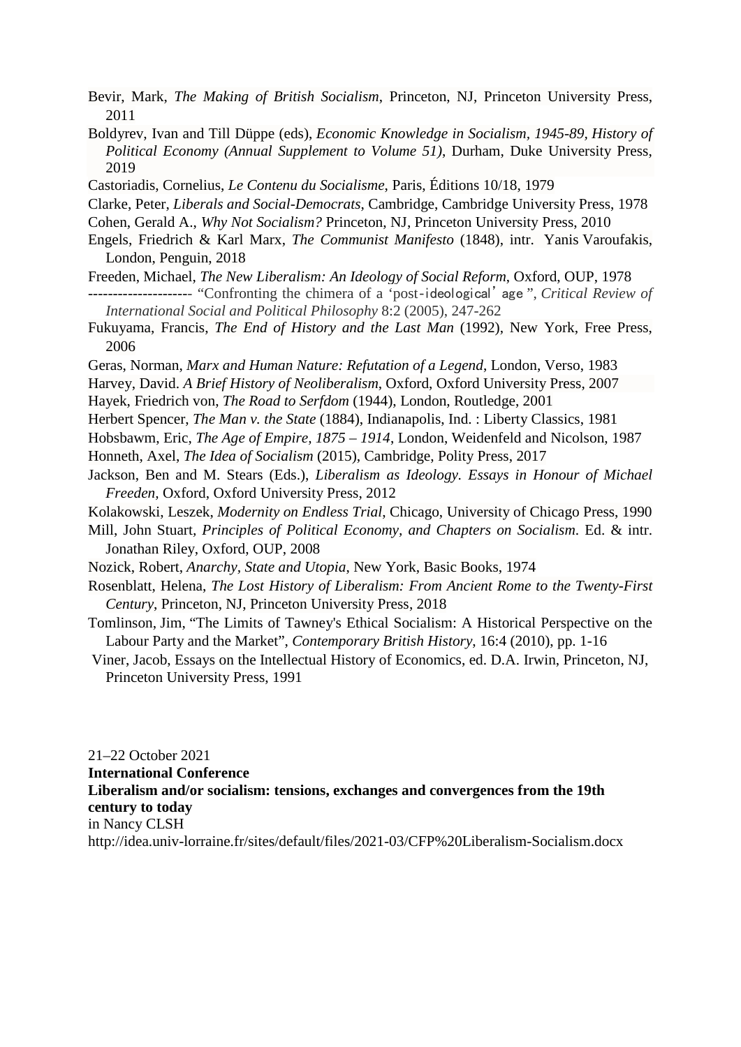Bevir, Mark, *The Making of British Socialism*, Princeton, NJ, Princeton University Press, 2011

Boldyrev, Ivan and Till Düppe (eds), *Economic Knowledge in Socialism, 1945-89, History of Political Economy (Annual Supplement to Volume 51)*, Durham, Duke University Press, 2019

Castoriadis, Cornelius, *Le Contenu du Socialisme*, Paris, Éditions 10/18, 1979

Clarke, Peter, *Liberals and Social-Democrats*, Cambridge, Cambridge University Press, 1978

Cohen, Gerald A., *Why Not Socialism?* Princeton, NJ, Princeton University Press, 2010

Engels, Friedrich & Karl Marx, *The Communist Manifesto* (1848), intr. Yanis Varoufakis, London, Penguin, 2018

Freeden, Michael, *The New Liberalism: An Ideology of Social Reform*, Oxford, OUP, 1978

-------------------- "Confronting the chimera of a 'post-ideological' age", *Critical Review of International Social and Political Philosophy* 8:2 (2005), 247-262

Fukuyama, Francis, *The End of History and the Last Man* (1992), New York, Free Press, 2006

Geras, Norman, *Marx and Human Nature: Refutation of a Legend*, London, Verso, 1983

Harvey, David. *A Brief History of Neoliberalism*, Oxford, Oxford University Press, 2007

Hayek, Friedrich von, *The Road to Serfdom* (1944), London, Routledge, 2001

Herbert Spencer, *The Man v. the State* (1884), Indianapolis, Ind. : Liberty Classics, 1981

Hobsbawm, Eric, *The Age of Empire, 1875 – 1914*, London, Weidenfeld and Nicolson, 1987

Honneth, Axel, *The Idea of Socialism* (2015), Cambridge, Polity Press, 2017

Jackson, Ben and M. Stears (Eds.), *Liberalism as Ideology. Essays in Honour of Michael Freeden*, Oxford, Oxford University Press, 2012

Kolakowski, Leszek, *Modernity on Endless Trial*, Chicago, University of Chicago Press, 1990

Mill, John Stuart, *Principles of Political Economy, and Chapters on Socialism*. Ed. & intr. Jonathan Riley, Oxford, OUP, 2008

Nozick, Robert, *Anarchy, State and Utopia*, New York, Basic Books, 1974

Rosenblatt, Helena, *The Lost History of Liberalism: From Ancient Rome to the Twenty-First Century*, Princeton, NJ, Princeton University Press, 2018

Tomlinson, Jim, "The Limits of Tawney's Ethical Socialism: A Historical Perspective on the Labour Party and the Market", *Contemporary British History*, 16:4 (2010), pp. 1-16

Viner, Jacob, Essays on the Intellectual History of Economics, ed. D.A. Irwin, Princeton, NJ, Princeton University Press, 1991

21–22 October 2021

**International Conference**

**Liberalism and/or socialism: tensions, exchanges and convergences from the 19th century to today**

in Nancy CLSH

http://idea.univ-lorraine.fr/sites/default/files/2021-03/CFP%20Liberalism-Socialism.docx